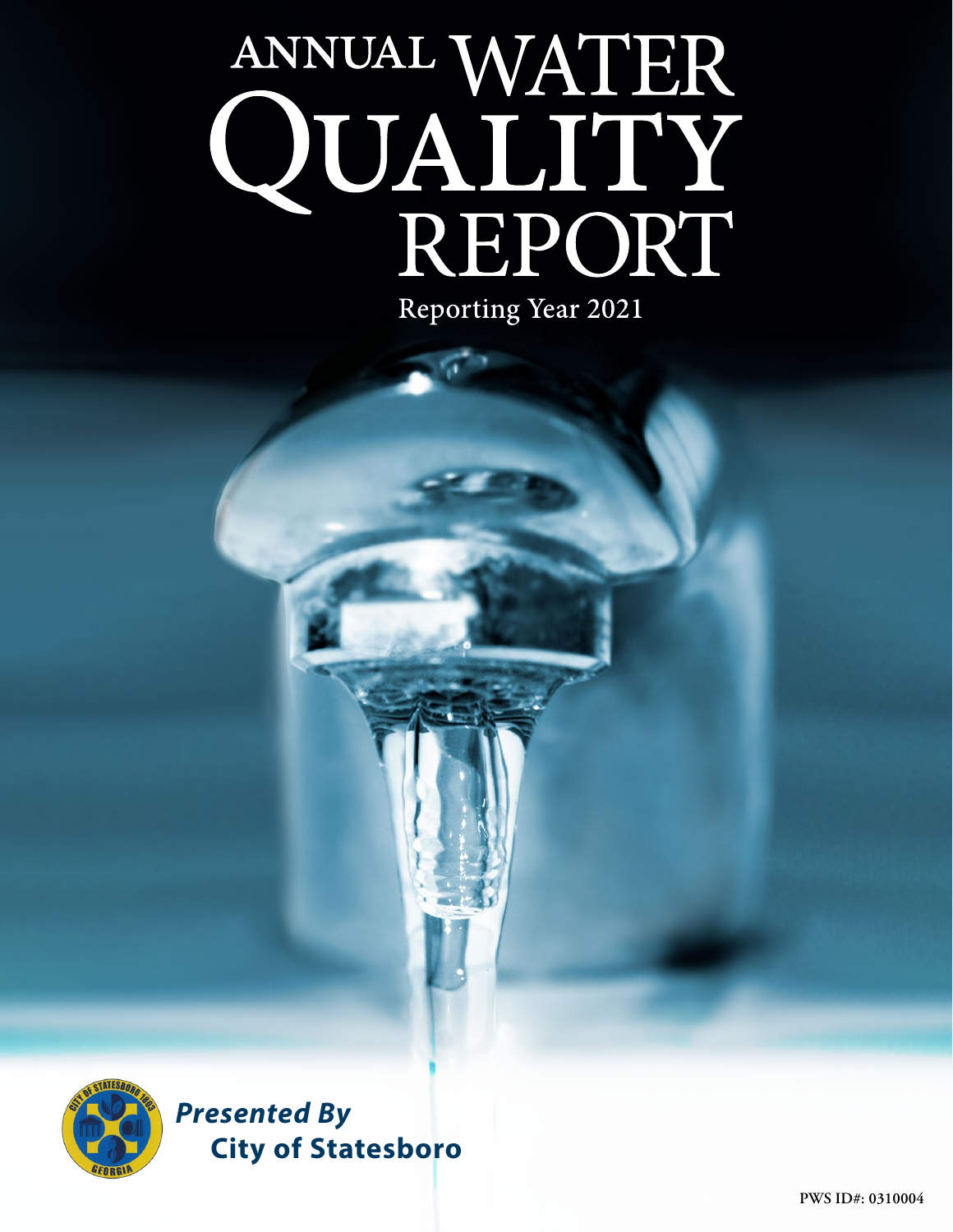# ANNUAL WATER QUALITY REPORT

Reporting Year 2021

***Presented By***
**City of Statesboro**

PWS ID#: 0310004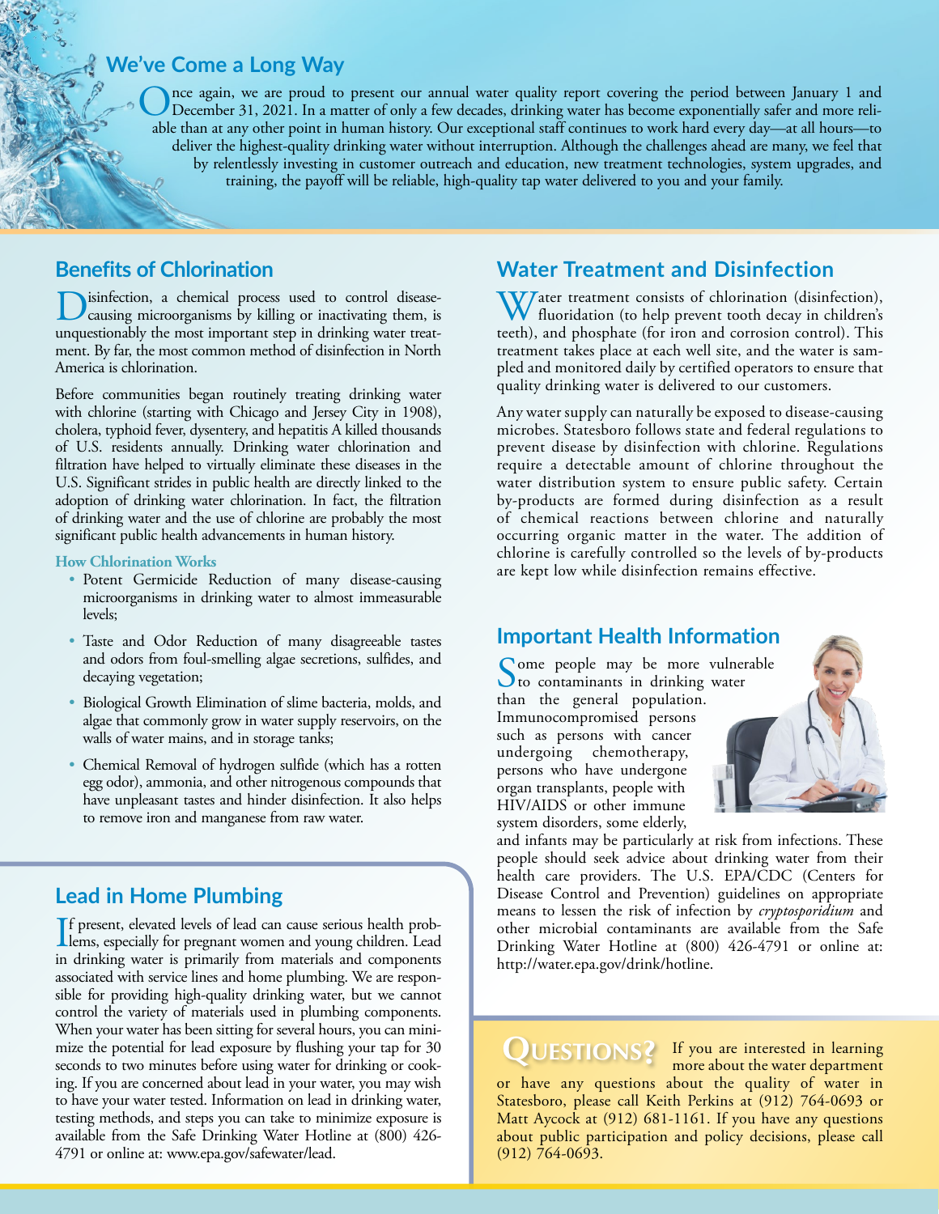## We've Come a Long Way

Once again, we are proud to present our annual water quality report covering the period between January 1 and December 31, 2021. In a matter of only a few decades, drinking water has become exponentially safer and more reliable than at any other point in human history. Our exceptional staff continues to work hard every day—at all hours—to deliver the highest-quality drinking water without interruption. Although the challenges ahead are many, we feel that by relentlessly investing in customer outreach and education, new treatment technologies, system upgrades, and training, the payoff will be reliable, high-quality tap water delivered to you and your family.

## Benefits of Chlorination

Disinfection, a chemical process used to control disease-causing microorganisms by killing or inactivating them, is unquestionably the most important step in drinking water treatment. By far, the most common method of disinfection in North America is chlorination.

Before communities began routinely treating drinking water with chlorine (starting with Chicago and Jersey City in 1908), cholera, typhoid fever, dysentery, and hepatitis A killed thousands of U.S. residents annually. Drinking water chlorination and filtration have helped to virtually eliminate these diseases in the U.S. Significant strides in public health are directly linked to the adoption of drinking water chlorination. In fact, the filtration of drinking water and the use of chlorine are probably the most significant public health advancements in human history.

### How Chlorination Works

- Potent Germicide Reduction of many disease-causing microorganisms in drinking water to almost immeasurable levels;
- Taste and Odor Reduction of many disagreeable tastes and odors from foul-smelling algae secretions, sulfides, and decaying vegetation;
- Biological Growth Elimination of slime bacteria, molds, and algae that commonly grow in water supply reservoirs, on the walls of water mains, and in storage tanks;
- Chemical Removal of hydrogen sulfide (which has a rotten egg odor), ammonia, and other nitrogenous compounds that have unpleasant tastes and hinder disinfection. It also helps to remove iron and manganese from raw water.

## Lead in Home Plumbing

If present, elevated levels of lead can cause serious health problems, especially for pregnant women and young children. Lead in drinking water is primarily from materials and components associated with service lines and home plumbing. We are responsible for providing high-quality drinking water, but we cannot control the variety of materials used in plumbing components. When your water has been sitting for several hours, you can minimize the potential for lead exposure by flushing your tap for 30 seconds to two minutes before using water for drinking or cooking. If you are concerned about lead in your water, you may wish to have your water tested. Information on lead in drinking water, testing methods, and steps you can take to minimize exposure is available from the Safe Drinking Water Hotline at (800) 426-4791 or online at: www.epa.gov/safewater/lead.

## Water Treatment and Disinfection

Water treatment consists of chlorination (disinfection), fluoridation (to help prevent tooth decay in children's teeth), and phosphate (for iron and corrosion control). This treatment takes place at each well site, and the water is sampled and monitored daily by certified operators to ensure that quality drinking water is delivered to our customers.

Any water supply can naturally be exposed to disease-causing microbes. Statesboro follows state and federal regulations to prevent disease by disinfection with chlorine. Regulations require a detectable amount of chlorine throughout the water distribution system to ensure public safety. Certain by-products are formed during disinfection as a result of chemical reactions between chlorine and naturally occurring organic matter in the water. The addition of chlorine is carefully controlled so the levels of by-products are kept low while disinfection remains effective.

## Important Health Information

Some people may be more vulnerable to contaminants in drinking water than the general population. Immunocompromised persons such as persons with cancer undergoing chemotherapy, persons who have undergone organ transplants, people with HIV/AIDS or other immune system disorders, some elderly, and infants may be particularly at risk from infections. These people should seek advice about drinking water from their health care providers. The U.S. EPA/CDC (Centers for Disease Control and Prevention) guidelines on appropriate means to lessen the risk of infection by *cryptosporidium* and other microbial contaminants are available from the Safe Drinking Water Hotline at (800) 426-4791 or online at: http://water.epa.gov/drink/hotline.

## Questions?

If you are interested in learning more about the water department or have any questions about the quality of water in Statesboro, please call Keith Perkins at (912) 764-0693 or Matt Aycock at (912) 681-1161. If you have any questions about public participation and policy decisions, please call (912) 764-0693.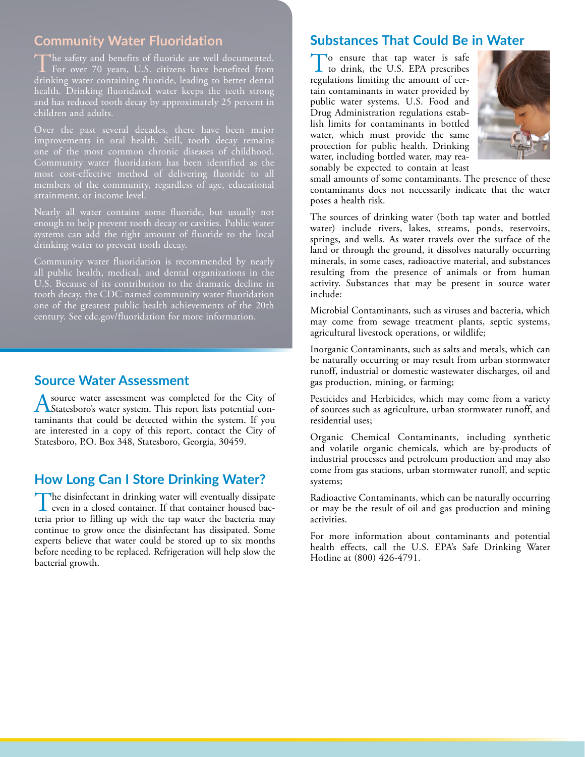## Community Water Fluoridation

The safety and benefits of fluoride are well documented. For over 70 years, U.S. citizens have benefited from drinking water containing fluoride, leading to better dental health. Drinking fluoridated water keeps the teeth strong and has reduced tooth decay by approximately 25 percent in children and adults.

Over the past several decades, there have been major improvements in oral health. Still, tooth decay remains one of the most common chronic diseases of childhood. Community water fluoridation has been identified as the most cost-effective method of delivering fluoride to all members of the community, regardless of age, educational attainment, or income level.

Nearly all water contains some fluoride, but usually not enough to help prevent tooth decay or cavities. Public water systems can add the right amount of fluoride to the local drinking water to prevent tooth decay.

Community water fluoridation is recommended by nearly all public health, medical, and dental organizations in the U.S. Because of its contribution to the dramatic decline in tooth decay, the CDC named community water fluoridation one of the greatest public health achievements of the 20th century. See cdc.gov/fluoridation for more information.

## Source Water Assessment

A source water assessment was completed for the City of Statesboro's water system. This report lists potential contaminants that could be detected within the system. If you are interested in a copy of this report, contact the City of Statesboro, P.O. Box 348, Statesboro, Georgia, 30459.

## How Long Can I Store Drinking Water?

The disinfectant in drinking water will eventually dissipate even in a closed container. If that container housed bacteria prior to filling up with the tap water the bacteria may continue to grow once the disinfectant has dissipated. Some experts believe that water could be stored up to six months before needing to be replaced. Refrigeration will help slow the bacterial growth.

## Substances That Could Be in Water

To ensure that tap water is safe to drink, the U.S. EPA prescribes regulations limiting the amount of certain contaminants in water provided by public water systems. U.S. Food and Drug Administration regulations establish limits for contaminants in bottled water, which must provide the same protection for public health. Drinking water, including bottled water, may reasonably be expected to contain at least small amounts of some contaminants. The presence of these contaminants does not necessarily indicate that the water poses a health risk.

The sources of drinking water (both tap water and bottled water) include rivers, lakes, streams, ponds, reservoirs, springs, and wells. As water travels over the surface of the land or through the ground, it dissolves naturally occurring minerals, in some cases, radioactive material, and substances resulting from the presence of animals or from human activity. Substances that may be present in source water include:

Microbial Contaminants, such as viruses and bacteria, which may come from sewage treatment plants, septic systems, agricultural livestock operations, or wildlife;

Inorganic Contaminants, such as salts and metals, which can be naturally occurring or may result from urban stormwater runoff, industrial or domestic wastewater discharges, oil and gas production, mining, or farming;

Pesticides and Herbicides, which may come from a variety of sources such as agriculture, urban stormwater runoff, and residential uses;

Organic Chemical Contaminants, including synthetic and volatile organic chemicals, which are by-products of industrial processes and petroleum production and may also come from gas stations, urban stormwater runoff, and septic systems;

Radioactive Contaminants, which can be naturally occurring or may be the result of oil and gas production and mining activities.

For more information about contaminants and potential health effects, call the U.S. EPA's Safe Drinking Water Hotline at (800) 426-4791.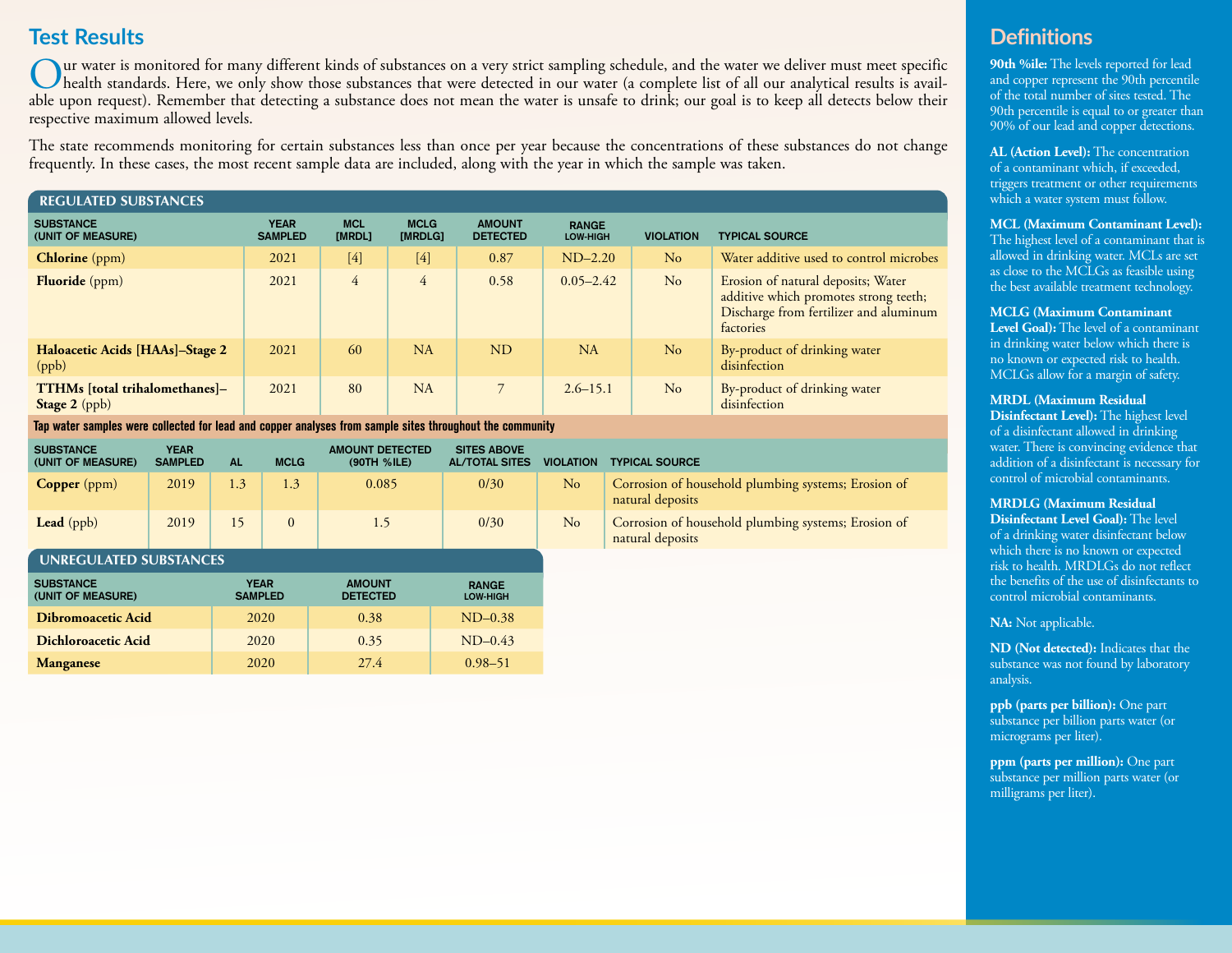## Test Results

Our water is monitored for many different kinds of substances on a very strict sampling schedule, and the water we deliver must meet specific health standards. Here, we only show those substances that were detected in our water (a complete list of all our analytical results is available upon request). Remember that detecting a substance does not mean the water is unsafe to drink; our goal is to keep all detects below their respective maximum allowed levels.

The state recommends monitoring for certain substances less than once per year because the concentrations of these substances do not change frequently. In these cases, the most recent sample data are included, along with the year in which the sample was taken.

### REGULATED SUBSTANCES

| SUBSTANCE (UNIT OF MEASURE) | YEAR SAMPLED | MCL [MRDL] | MCLG [MRDLG] | AMOUNT DETECTED | RANGE LOW-HIGH | VIOLATION | TYPICAL SOURCE |
|---|---|---|---|---|---|---|---|
| **Chlorine** (ppm) | 2021 | [4] | [4] | 0.87 | ND–2.20 | No | Water additive used to control microbes |
| **Fluoride** (ppm) | 2021 | 4 | 4 | 0.58 | 0.05–2.42 | No | Erosion of natural deposits; Water additive which promotes strong teeth; Discharge from fertilizer and aluminum factories |
| **Haloacetic Acids [HAAs]–Stage 2** (ppb) | 2021 | 60 | NA | ND | NA | No | By-product of drinking water disinfection |
| **TTHMs [total trihalomethanes]–Stage 2** (ppb) | 2021 | 80 | NA | 7 | 2.6–15.1 | No | By-product of drinking water disinfection |

**Tap water samples were collected for lead and copper analyses from sample sites throughout the community**

| SUBSTANCE (UNIT OF MEASURE) | YEAR SAMPLED | AL | MCLG | AMOUNT DETECTED (90TH %ILE) | SITES ABOVE AL/TOTAL SITES | VIOLATION | TYPICAL SOURCE |
|---|---|---|---|---|---|---|---|
| **Copper** (ppm) | 2019 | 1.3 | 1.3 | 0.085 | 0/30 | No | Corrosion of household plumbing systems; Erosion of natural deposits |
| **Lead** (ppb) | 2019 | 15 | 0 | 1.5 | 0/30 | No | Corrosion of household plumbing systems; Erosion of natural deposits |

### UNREGULATED SUBSTANCES

| SUBSTANCE (UNIT OF MEASURE) | YEAR SAMPLED | AMOUNT DETECTED | RANGE LOW-HIGH |
|---|---|---|---|
| **Dibromoacetic Acid** | 2020 | 0.38 | ND–0.38 |
| **Dichloroacetic Acid** | 2020 | 0.35 | ND–0.43 |
| **Manganese** | 2020 | 27.4 | 0.98–51 |

## Definitions

**90th %ile:** The levels reported for lead and copper represent the 90th percentile of the total number of sites tested. The 90th percentile is equal to or greater than 90% of our lead and copper detections.

**AL (Action Level):** The concentration of a contaminant which, if exceeded, triggers treatment or other requirements which a water system must follow.

**MCL (Maximum Contaminant Level):** The highest level of a contaminant that is allowed in drinking water. MCLs are set as close to the MCLGs as feasible using the best available treatment technology.

**MCLG (Maximum Contaminant Level Goal):** The level of a contaminant in drinking water below which there is no known or expected risk to health. MCLGs allow for a margin of safety.

**MRDL (Maximum Residual Disinfectant Level):** The highest level of a disinfectant allowed in drinking water. There is convincing evidence that addition of a disinfectant is necessary for control of microbial contaminants.

**MRDLG (Maximum Residual Disinfectant Level Goal):** The level of a drinking water disinfectant below which there is no known or expected risk to health. MRDLGs do not reflect the benefits of the use of disinfectants to control microbial contaminants.

**NA:** Not applicable.

**ND (Not detected):** Indicates that the substance was not found by laboratory analysis.

**ppb (parts per billion):** One part substance per billion parts water (or micrograms per liter).

**ppm (parts per million):** One part substance per million parts water (or milligrams per liter).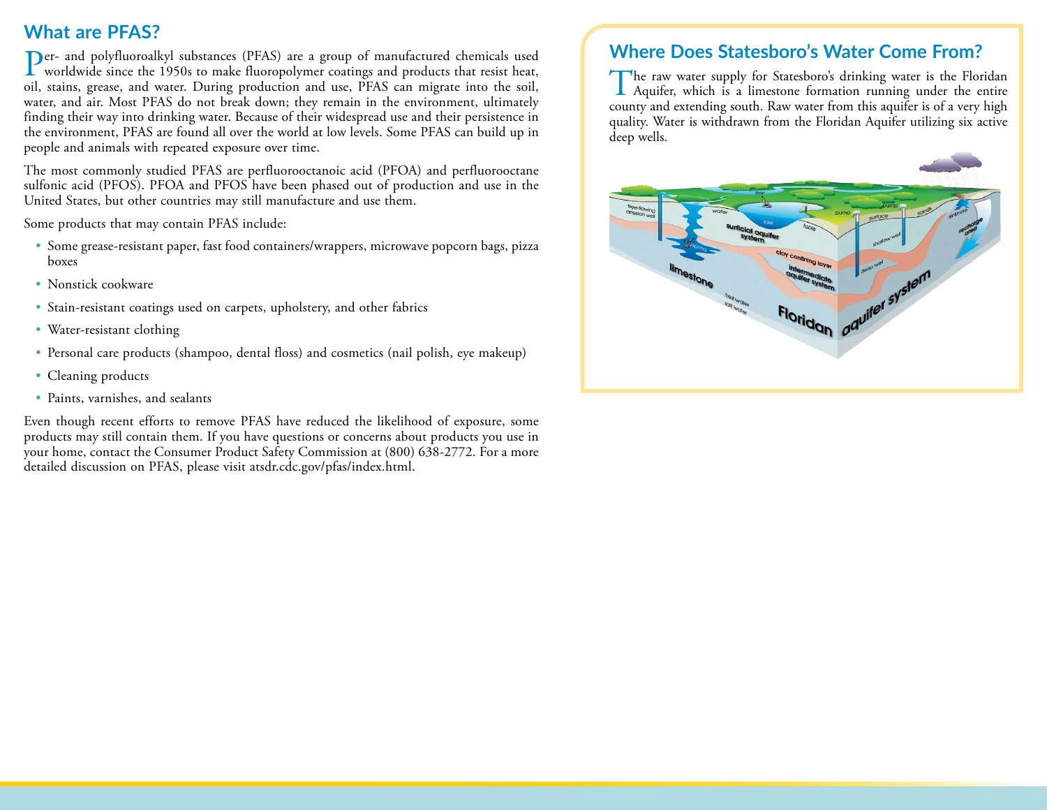## What are PFAS?

Per- and polyfluoroalkyl substances (PFAS) are a group of manufactured chemicals used worldwide since the 1950s to make fluoropolymer coatings and products that resist heat, oil, stains, grease, and water. During production and use, PFAS can migrate into the soil, water, and air. Most PFAS do not break down; they remain in the environment, ultimately finding their way into drinking water. Because of their widespread use and their persistence in the environment, PFAS are found all over the world at low levels. Some PFAS can build up in people and animals with repeated exposure over time.

The most commonly studied PFAS are perfluorooctanoic acid (PFOA) and perfluorooctane sulfonic acid (PFOS). PFOA and PFOS have been phased out of production and use in the United States, but other countries may still manufacture and use them.

Some products that may contain PFAS include:

- Some grease-resistant paper, fast food containers/wrappers, microwave popcorn bags, pizza boxes
- Nonstick cookware
- Stain-resistant coatings used on carpets, upholstery, and other fabrics
- Water-resistant clothing
- Personal care products (shampoo, dental floss) and cosmetics (nail polish, eye makeup)
- Cleaning products
- Paints, varnishes, and sealants

Even though recent efforts to remove PFAS have reduced the likelihood of exposure, some products may still contain them. If you have questions or concerns about products you use in your home, contact the Consumer Product Safety Commission at (800) 638-2772. For a more detailed discussion on PFAS, please visit atsdr.cdc.gov/pfas/index.html.

## Where Does Statesboro's Water Come From?

The raw water supply for Statesboro's drinking water is the Floridan Aquifer, which is a limestone formation running under the entire county and extending south. Raw water from this aquifer is of a very high quality. Water is withdrawn from the Floridan Aquifer utilizing six active deep wells.

free-flowing artesian well
water table
river
lake
spring
surficial aquifer system
clay confining layer
intermediate aquifer system
limestone
freshwater
salt water
Floridan aquifer system
pump
pump
surface
sands
sinkhole
recharge area
shallow well
deep well